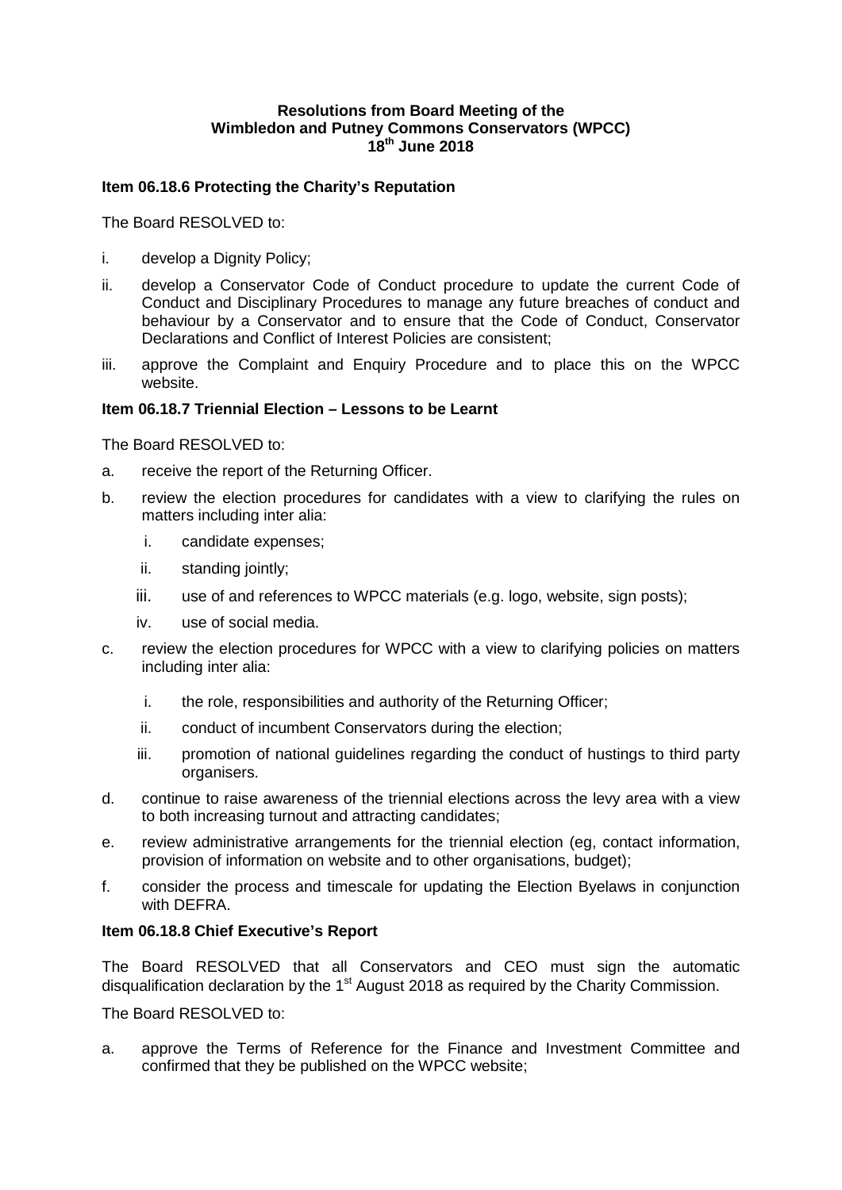**Resolutions from Board Meeting of the**
**Wimbledon and Putney Commons Conservators (WPCC)**
**18th June 2018**

### Item 06.18.6 Protecting the Charity's Reputation

The Board RESOLVED to:

i. develop a Dignity Policy;

ii. develop a Conservator Code of Conduct procedure to update the current Code of Conduct and Disciplinary Procedures to manage any future breaches of conduct and behaviour by a Conservator and to ensure that the Code of Conduct, Conservator Declarations and Conflict of Interest Policies are consistent;

iii. approve the Complaint and Enquiry Procedure and to place this on the WPCC website.

### Item 06.18.7 Triennial Election – Lessons to be Learnt

The Board RESOLVED to:

a. receive the report of the Returning Officer.

b. review the election procedures for candidates with a view to clarifying the rules on matters including inter alia:

   i. candidate expenses;

   ii. standing jointly;

   iii. use of and references to WPCC materials (e.g. logo, website, sign posts);

   iv. use of social media.

c. review the election procedures for WPCC with a view to clarifying policies on matters including inter alia:

   i. the role, responsibilities and authority of the Returning Officer;

   ii. conduct of incumbent Conservators during the election;

   iii. promotion of national guidelines regarding the conduct of hustings to third party organisers.

d. continue to raise awareness of the triennial elections across the levy area with a view to both increasing turnout and attracting candidates;

e. review administrative arrangements for the triennial election (eg, contact information, provision of information on website and to other organisations, budget);

f. consider the process and timescale for updating the Election Byelaws in conjunction with DEFRA.

### Item 06.18.8 Chief Executive's Report

The Board RESOLVED that all Conservators and CEO must sign the automatic disqualification declaration by the 1st August 2018 as required by the Charity Commission.

The Board RESOLVED to:

a. approve the Terms of Reference for the Finance and Investment Committee and confirmed that they be published on the WPCC website;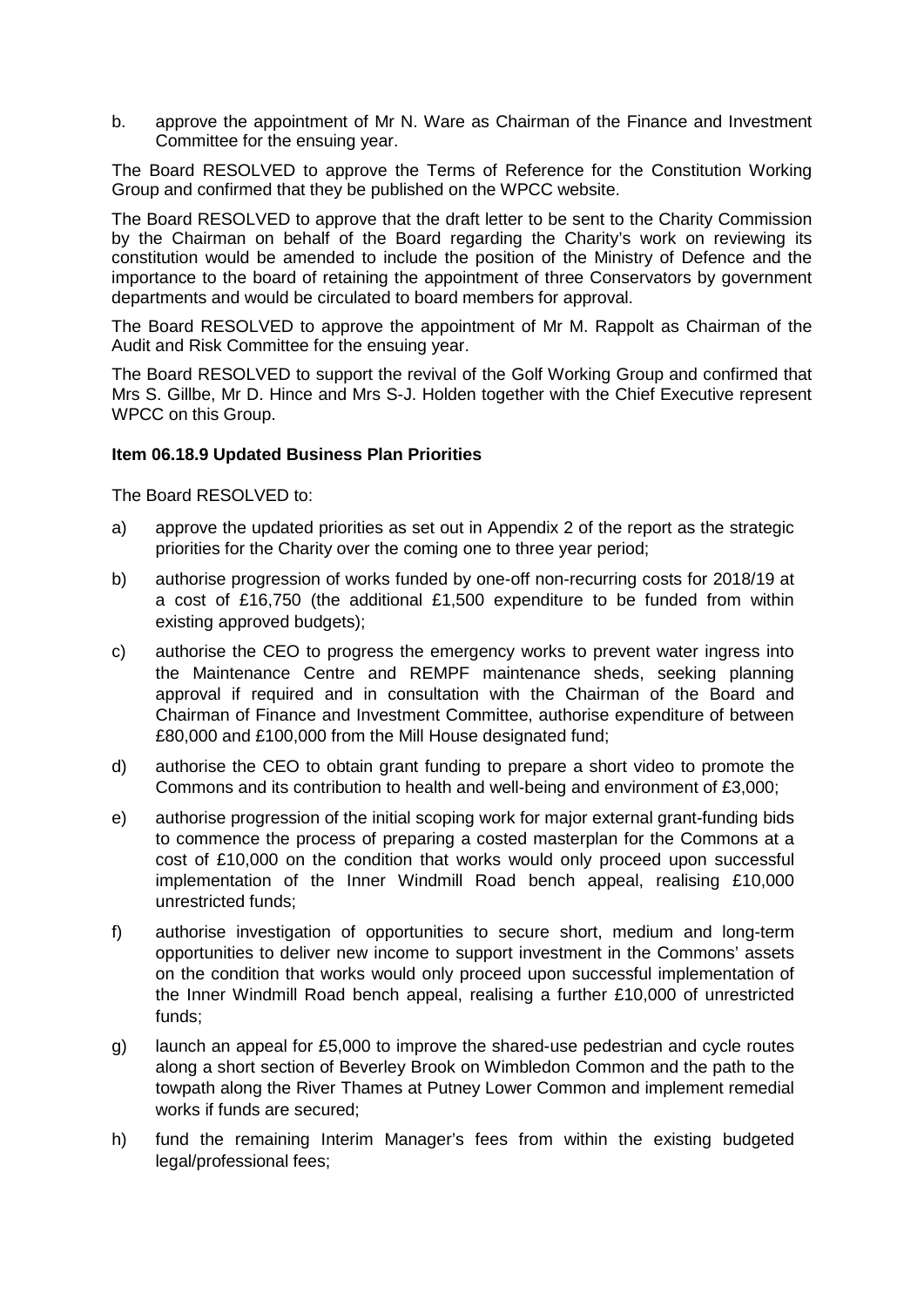b. approve the appointment of Mr N. Ware as Chairman of the Finance and Investment Committee for the ensuing year.

The Board RESOLVED to approve the Terms of Reference for the Constitution Working Group and confirmed that they be published on the WPCC website.

The Board RESOLVED to approve that the draft letter to be sent to the Charity Commission by the Chairman on behalf of the Board regarding the Charity's work on reviewing its constitution would be amended to include the position of the Ministry of Defence and the importance to the board of retaining the appointment of three Conservators by government departments and would be circulated to board members for approval.

The Board RESOLVED to approve the appointment of Mr M. Rappolt as Chairman of the Audit and Risk Committee for the ensuing year.

The Board RESOLVED to support the revival of the Golf Working Group and confirmed that Mrs S. Gillbe, Mr D. Hince and Mrs S-J. Holden together with the Chief Executive represent WPCC on this Group.

**Item 06.18.9 Updated Business Plan Priorities**

The Board RESOLVED to:

a) approve the updated priorities as set out in Appendix 2 of the report as the strategic priorities for the Charity over the coming one to three year period;

b) authorise progression of works funded by one-off non-recurring costs for 2018/19 at a cost of £16,750 (the additional £1,500 expenditure to be funded from within existing approved budgets);

c) authorise the CEO to progress the emergency works to prevent water ingress into the Maintenance Centre and REMPF maintenance sheds, seeking planning approval if required and in consultation with the Chairman of the Board and Chairman of Finance and Investment Committee, authorise expenditure of between £80,000 and £100,000 from the Mill House designated fund;

d) authorise the CEO to obtain grant funding to prepare a short video to promote the Commons and its contribution to health and well-being and environment of £3,000;

e) authorise progression of the initial scoping work for major external grant-funding bids to commence the process of preparing a costed masterplan for the Commons at a cost of £10,000 on the condition that works would only proceed upon successful implementation of the Inner Windmill Road bench appeal, realising £10,000 unrestricted funds;

f) authorise investigation of opportunities to secure short, medium and long-term opportunities to deliver new income to support investment in the Commons' assets on the condition that works would only proceed upon successful implementation of the Inner Windmill Road bench appeal, realising a further £10,000 of unrestricted funds;

g) launch an appeal for £5,000 to improve the shared-use pedestrian and cycle routes along a short section of Beverley Brook on Wimbledon Common and the path to the towpath along the River Thames at Putney Lower Common and implement remedial works if funds are secured;

h) fund the remaining Interim Manager's fees from within the existing budgeted legal/professional fees;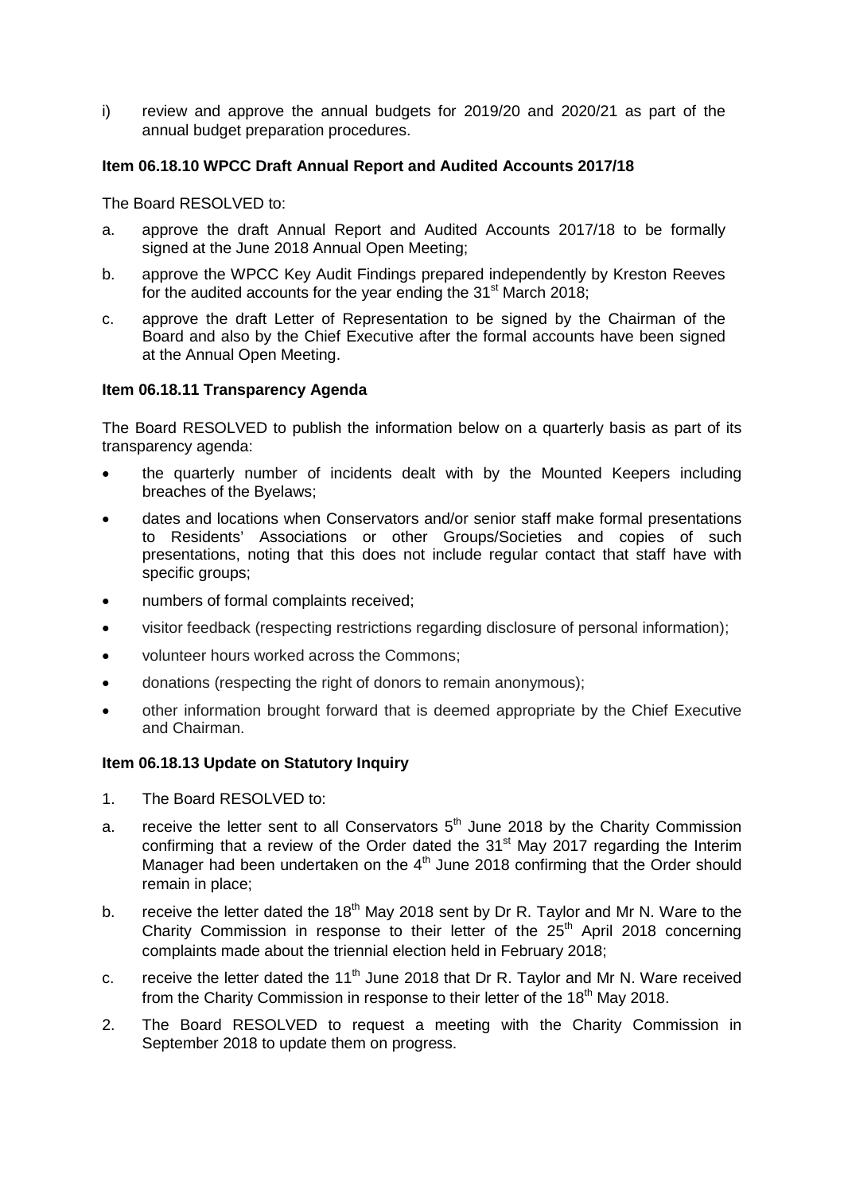i) review and approve the annual budgets for 2019/20 and 2020/21 as part of the annual budget preparation procedures.

**Item 06.18.10 WPCC Draft Annual Report and Audited Accounts 2017/18**

The Board RESOLVED to:

a. approve the draft Annual Report and Audited Accounts 2017/18 to be formally signed at the June 2018 Annual Open Meeting;

b. approve the WPCC Key Audit Findings prepared independently by Kreston Reeves for the audited accounts for the year ending the 31st March 2018;

c. approve the draft Letter of Representation to be signed by the Chairman of the Board and also by the Chief Executive after the formal accounts have been signed at the Annual Open Meeting.

**Item 06.18.11 Transparency Agenda**

The Board RESOLVED to publish the information below on a quarterly basis as part of its transparency agenda:

- the quarterly number of incidents dealt with by the Mounted Keepers including breaches of the Byelaws;
- dates and locations when Conservators and/or senior staff make formal presentations to Residents' Associations or other Groups/Societies and copies of such presentations, noting that this does not include regular contact that staff have with specific groups;
- numbers of formal complaints received;
- visitor feedback (respecting restrictions regarding disclosure of personal information);
- volunteer hours worked across the Commons;
- donations (respecting the right of donors to remain anonymous);
- other information brought forward that is deemed appropriate by the Chief Executive and Chairman.

**Item 06.18.13 Update on Statutory Inquiry**

1. The Board RESOLVED to:

a. receive the letter sent to all Conservators 5th June 2018 by the Charity Commission confirming that a review of the Order dated the 31st May 2017 regarding the Interim Manager had been undertaken on the 4th June 2018 confirming that the Order should remain in place;

b. receive the letter dated the 18th May 2018 sent by Dr R. Taylor and Mr N. Ware to the Charity Commission in response to their letter of the 25th April 2018 concerning complaints made about the triennial election held in February 2018;

c. receive the letter dated the 11th June 2018 that Dr R. Taylor and Mr N. Ware received from the Charity Commission in response to their letter of the 18th May 2018.

2. The Board RESOLVED to request a meeting with the Charity Commission in September 2018 to update them on progress.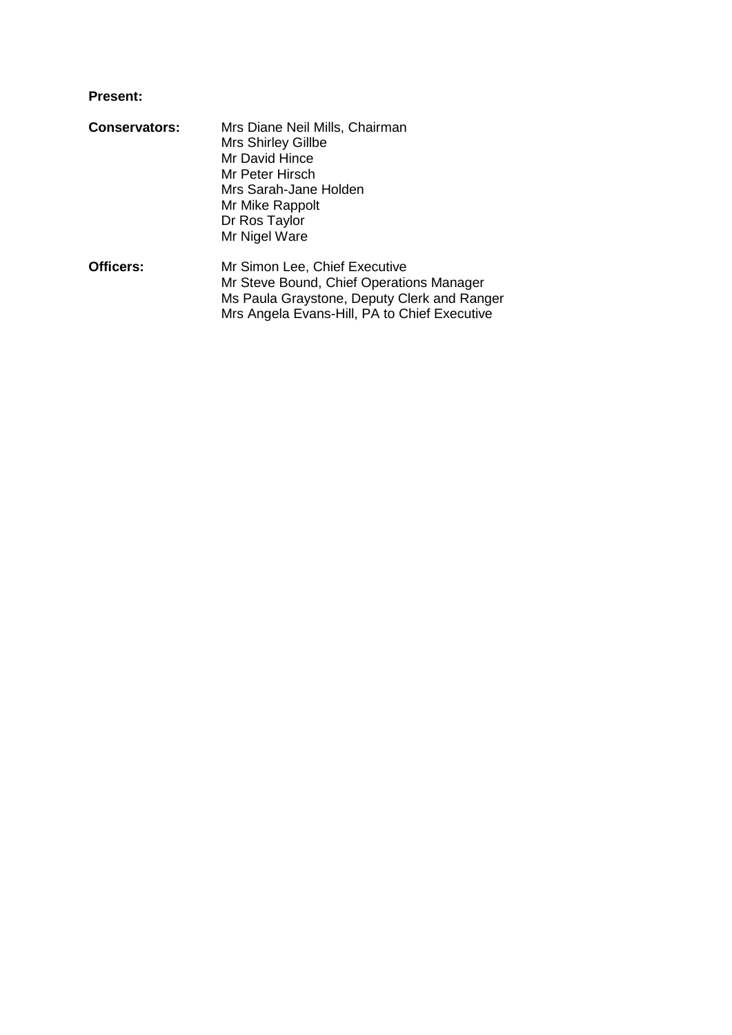**Present:**

| | |
|---|---|
| **Conservators:** | Mrs Diane Neil Mills, Chairman<br>Mrs Shirley Gillbe<br>Mr David Hince<br>Mr Peter Hirsch<br>Mrs Sarah-Jane Holden<br>Mr Mike Rappolt<br>Dr Ros Taylor<br>Mr Nigel Ware |
| **Officers:** | Mr Simon Lee, Chief Executive<br>Mr Steve Bound, Chief Operations Manager<br>Ms Paula Graystone, Deputy Clerk and Ranger<br>Mrs Angela Evans-Hill, PA to Chief Executive |